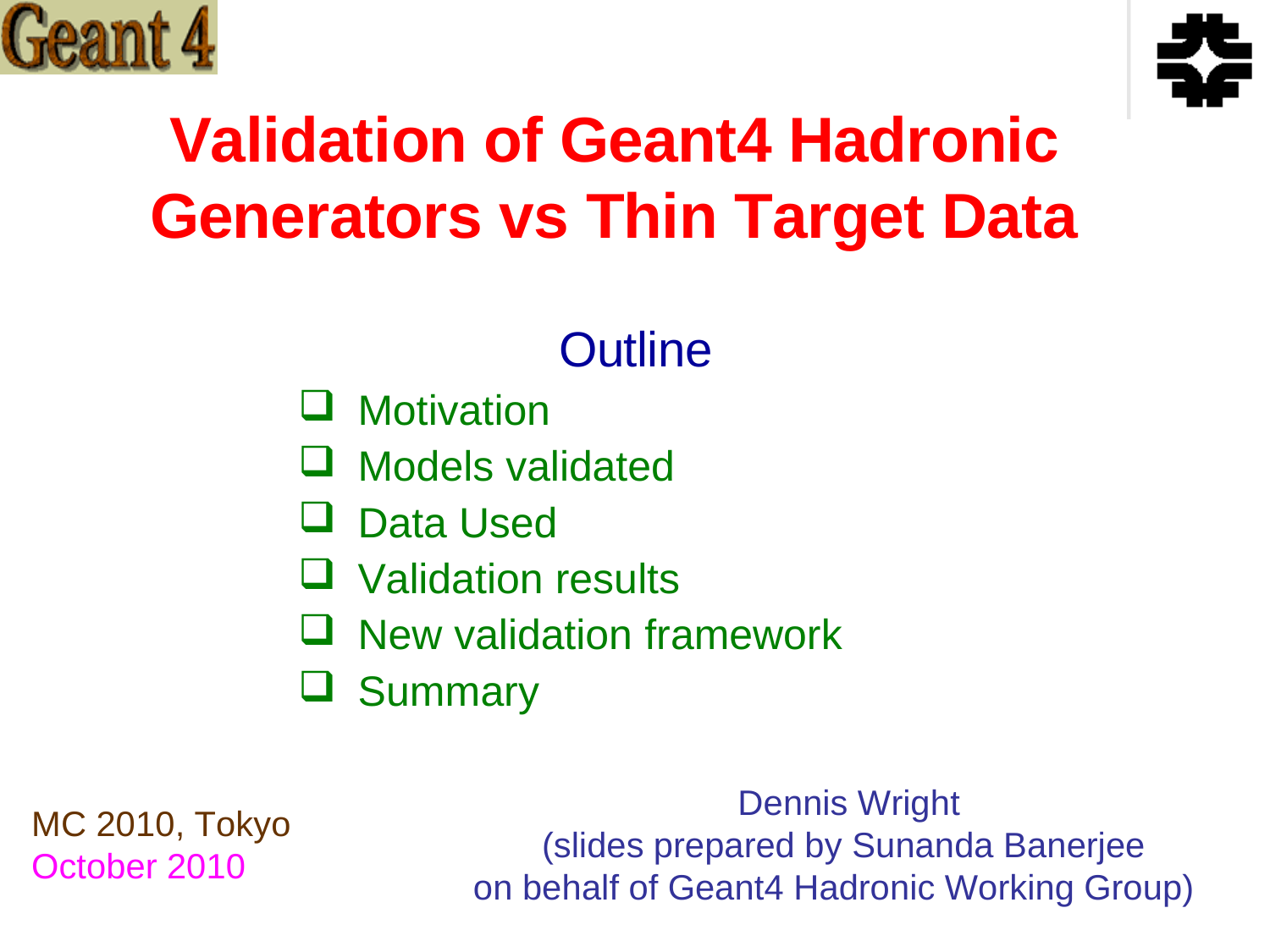# Validation of Geant4 Hadronic Generators vs Thin Target Data

## Outline

- Motivation
- Models validated
- Data Used
- Validation results
- New validation framework
- Summary

MC 2010, Tokyo
October 2010

Dennis Wright
(slides prepared by Sunanda Banerjee
on behalf of Geant4 Hadronic Working Group)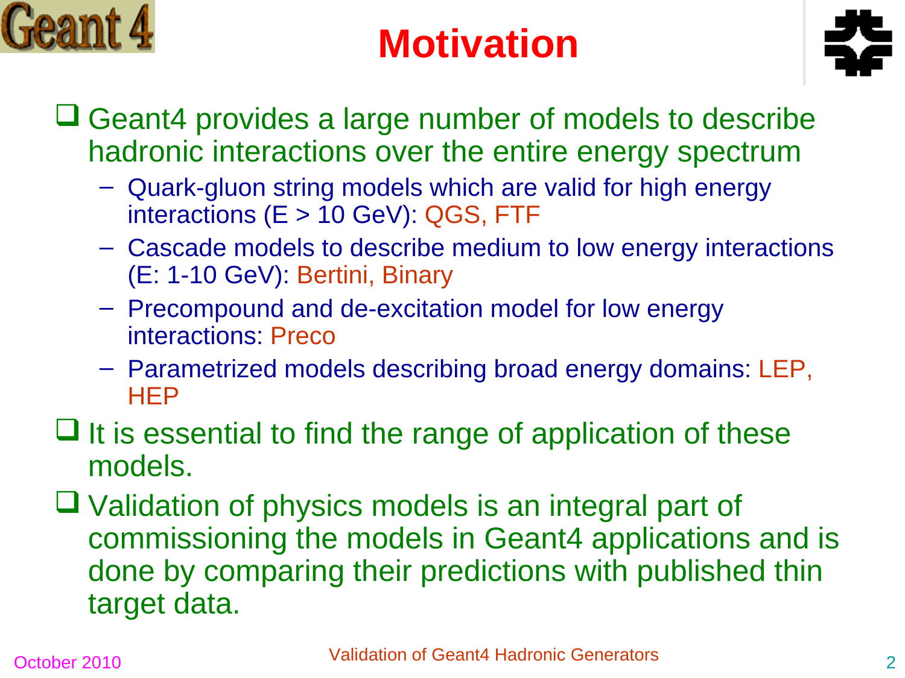# Motivation

- Geant4 provides a large number of models to describe hadronic interactions over the entire energy spectrum
  - Quark-gluon string models which are valid for high energy interactions (E > 10 GeV): QGS, FTF
  - Cascade models to describe medium to low energy interactions (E: 1-10 GeV): Bertini, Binary
  - Precompound and de-excitation model for low energy interactions: Preco
  - Parametrized models describing broad energy domains: LEP, HEP
- It is essential to find the range of application of these models.
- Validation of physics models is an integral part of commissioning the models in Geant4 applications and is done by comparing their predictions with published thin target data.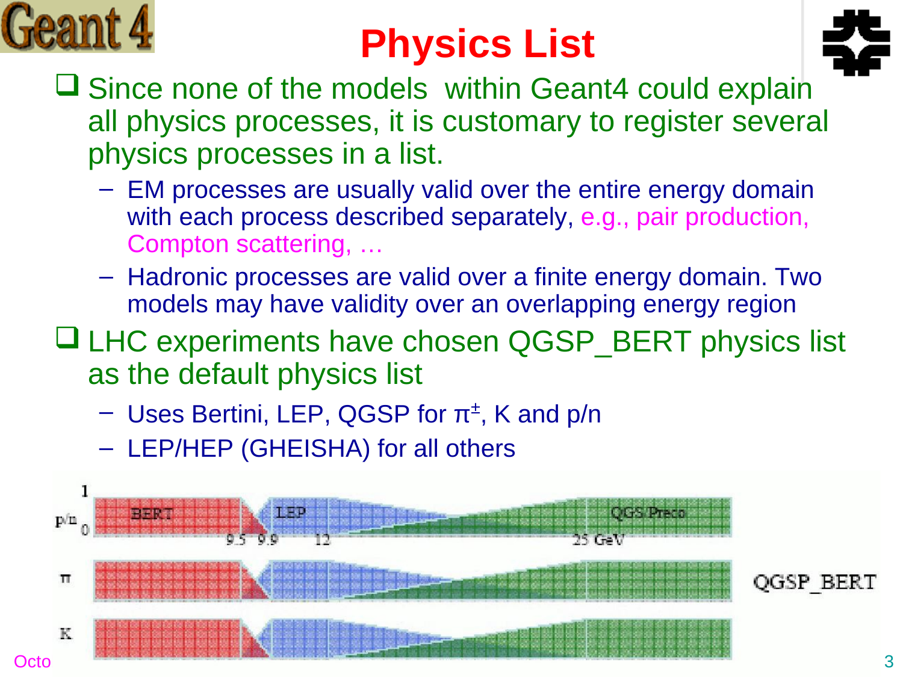# Physics List

- Since none of the models within Geant4 could explain all physics processes, it is customary to register several physics processes in a list.
  - EM processes are usually valid over the entire energy domain with each process described separately, e.g., pair production, Compton scattering, …
  - Hadronic processes are valid over a finite energy domain. Two models may have validity over an overlapping energy region
- LHC experiments have chosen QGSP_BERT physics list as the default physics list
  - Uses Bertini, LEP, QGSP for $\pi^{\pm}$, K and p/n
  - LEP/HEP (GHEISHA) for all others

p/n 1 0 BERT LEP QGS Preco 9.5 9.9 12 25 GeV

π

K

QGSP_BERT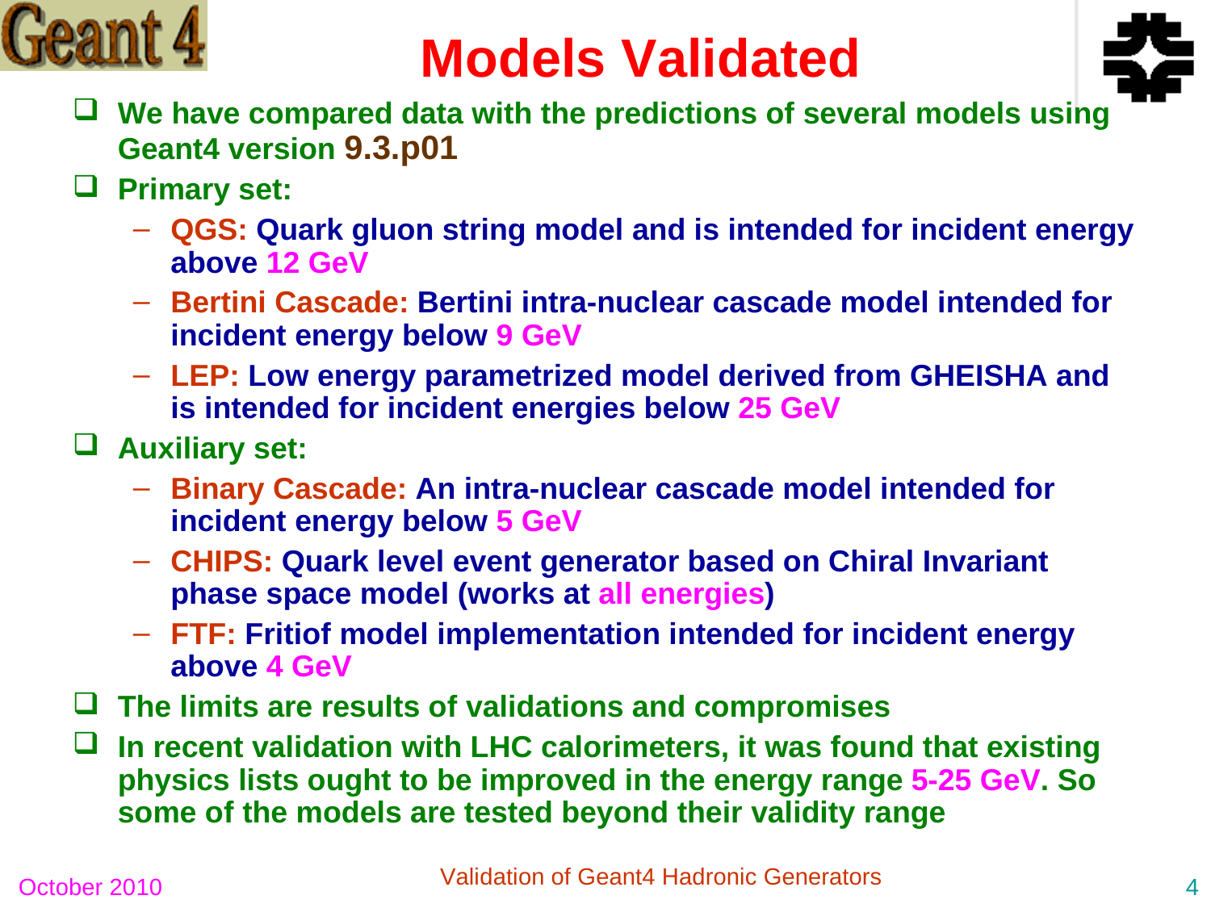# Models Validated

- We have compared data with the predictions of several models using Geant4 version 9.3.p01
- Primary set:
  - **QGS:** Quark gluon string model and is intended for incident energy above 12 GeV
  - **Bertini Cascade:** Bertini intra-nuclear cascade model intended for incident energy below 9 GeV
  - **LEP:** Low energy parametrized model derived from GHEISHA and is intended for incident energies below 25 GeV
- Auxiliary set:
  - **Binary Cascade:** An intra-nuclear cascade model intended for incident energy below 5 GeV
  - **CHIPS:** Quark level event generator based on Chiral Invariant phase space model (works at all energies)
  - **FTF:** Fritiof model implementation intended for incident energy above 4 GeV
- The limits are results of validations and compromises
- In recent validation with LHC calorimeters, it was found that existing physics lists ought to be improved in the energy range 5-25 GeV. So some of the models are tested beyond their validity range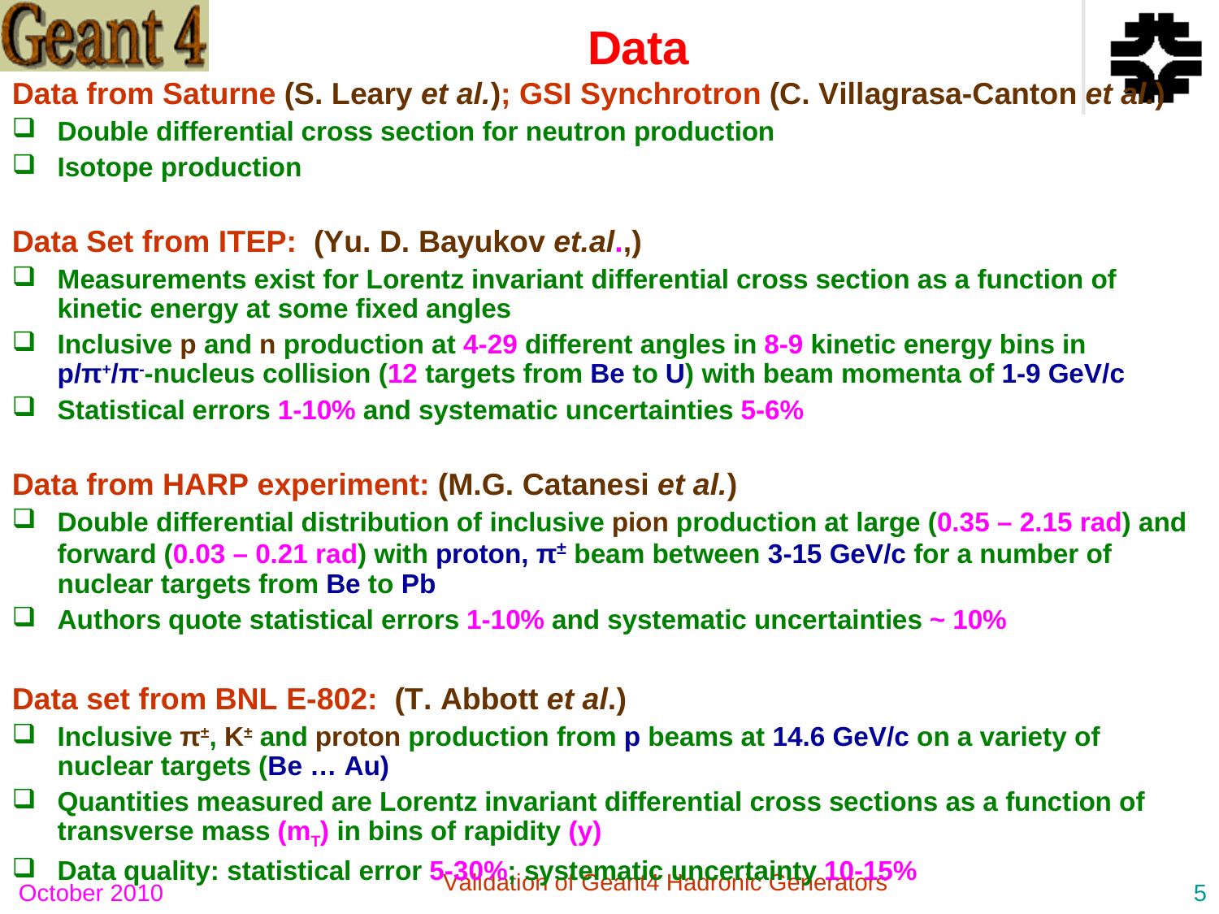# Data

**Data from Saturne (S. Leary *et al.*); GSI Synchrotron (C. Villagrasa-Canton *et al.*)**

- **Double differential cross section for neutron production**
- **Isotope production**

**Data Set from ITEP: (Yu. D. Bayukov *et.al.*,)**

- **Measurements exist for Lorentz invariant differential cross section as a function of kinetic energy at some fixed angles**
- **Inclusive p and n production at 4-29 different angles in 8-9 kinetic energy bins in p/$\pi^+$/$\pi^-$-nucleus collision (12 targets from Be to U) with beam momenta of 1-9 GeV/c**
- **Statistical errors 1-10% and systematic uncertainties 5-6%**

**Data from HARP experiment: (M.G. Catanesi *et al.*)**

- **Double differential distribution of inclusive pion production at large (0.35 – 2.15 rad) and forward (0.03 – 0.21 rad) with proton, $\pi^\pm$ beam between 3-15 GeV/c for a number of nuclear targets from Be to Pb**
- **Authors quote statistical errors 1-10% and systematic uncertainties ~ 10%**

**Data set from BNL E-802: (T. Abbott *et al*.)**

- **Inclusive $\pi^\pm$, $K^\pm$ and proton production from p beams at 14.6 GeV/c on a variety of nuclear targets (Be … Au)**
- **Quantities measured are Lorentz invariant differential cross sections as a function of transverse mass ($m_T$) in bins of rapidity (y)**
- **Data quality: statistical error 5-30%; systematic uncertainty 10-15%**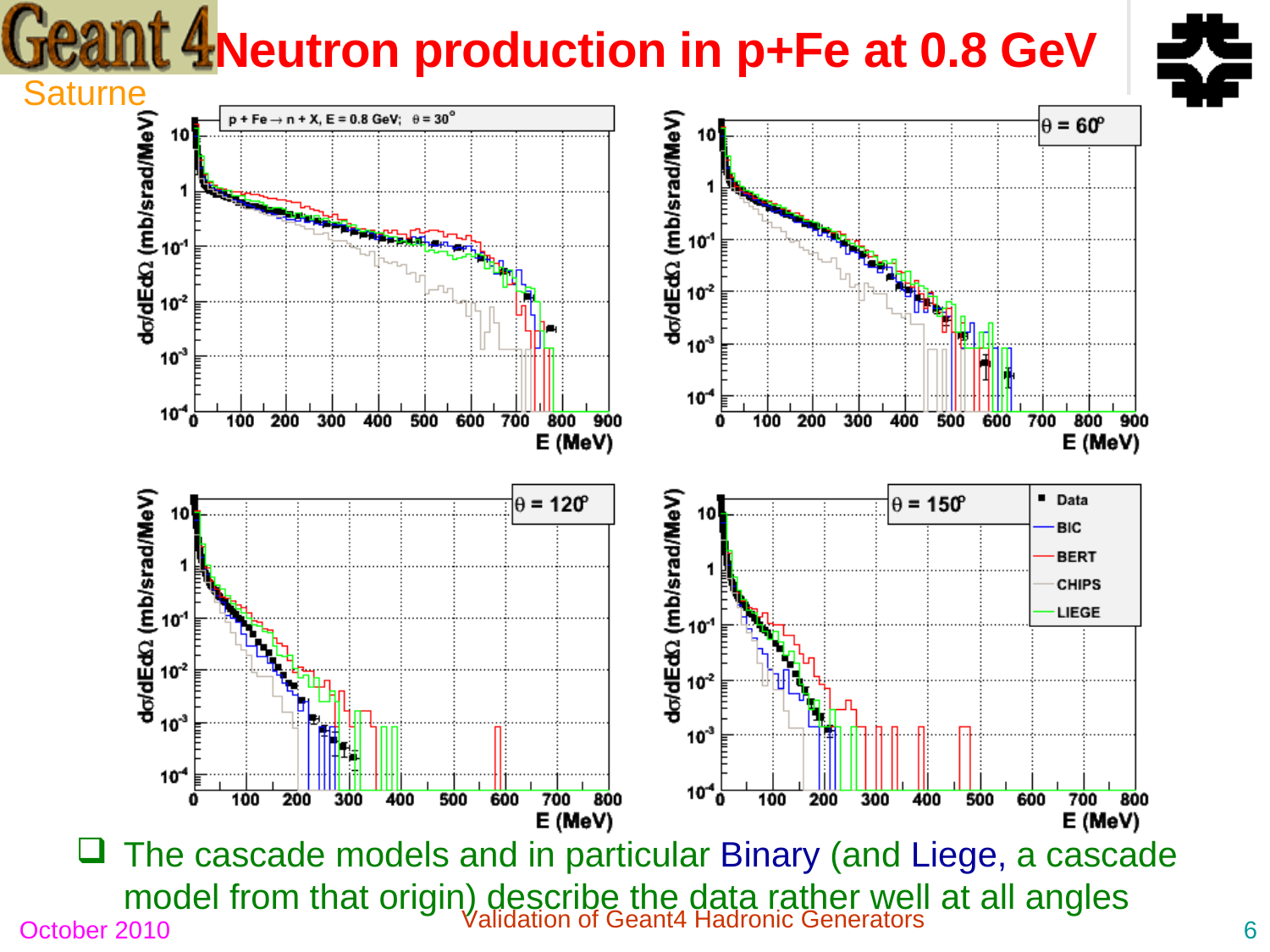# Neutron production in p+Fe at 0.8 GeV

Saturne

- The cascade models and in particular Binary (and Liege, a cascade model from that origin) describe the data rather well at all angles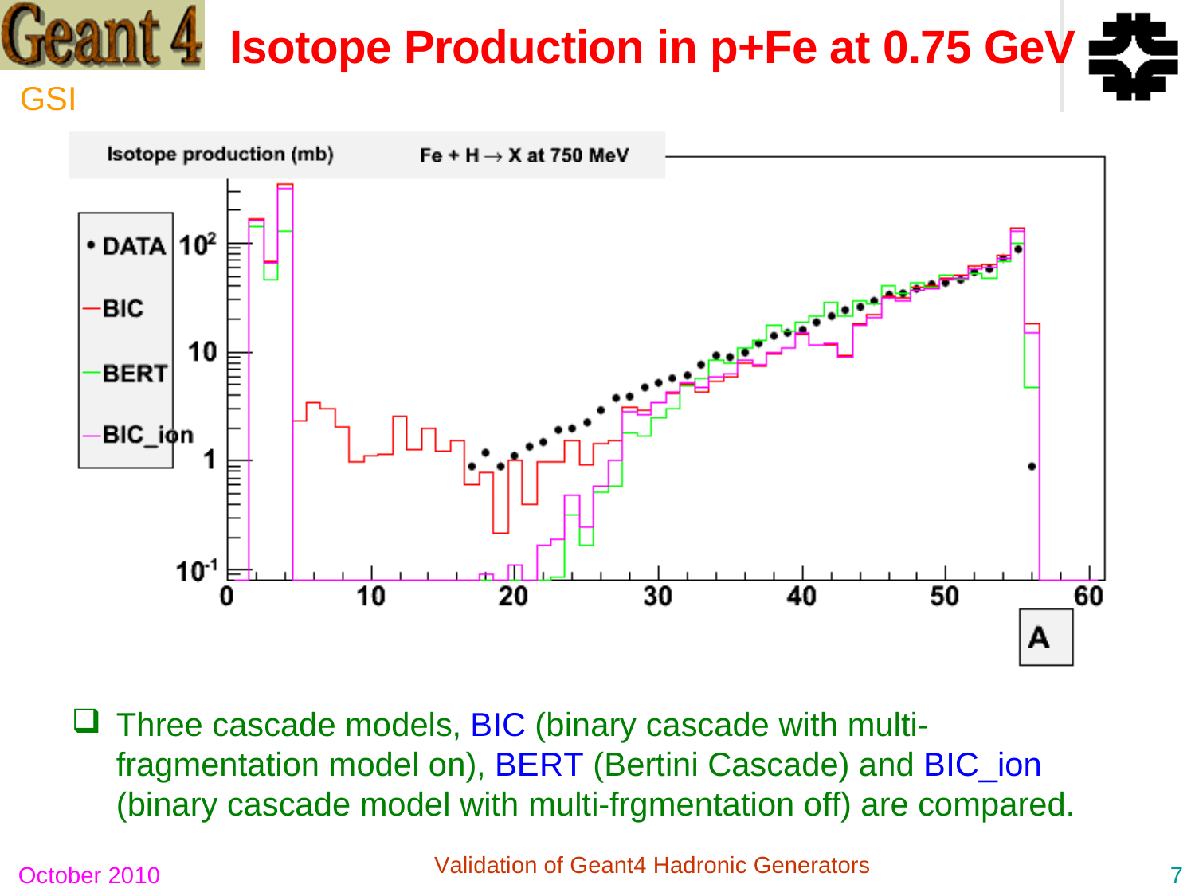# Isotope Production in p+Fe at 0.75 GeV

- Three cascade models, BIC (binary cascade with multi-fragmentation model on), BERT (Bertini Cascade) and BIC_ion (binary cascade model with multi-frgmentation off) are compared.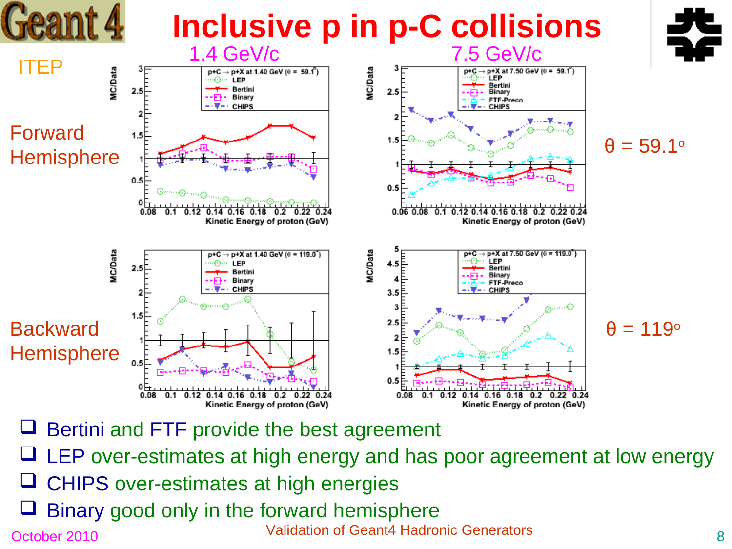# Inclusive p in p-C collisions

ITEP

1.4 GeV/c | 7.5 GeV/c

Forward Hemisphere — $\theta = 59.1^o$

Backward Hemisphere — $\theta = 119^o$

- Bertini and FTF provide the best agreement
- LEP over-estimates at high energy and has poor agreement at low energy
- CHIPS over-estimates at high energies
- Binary good only in the forward hemisphere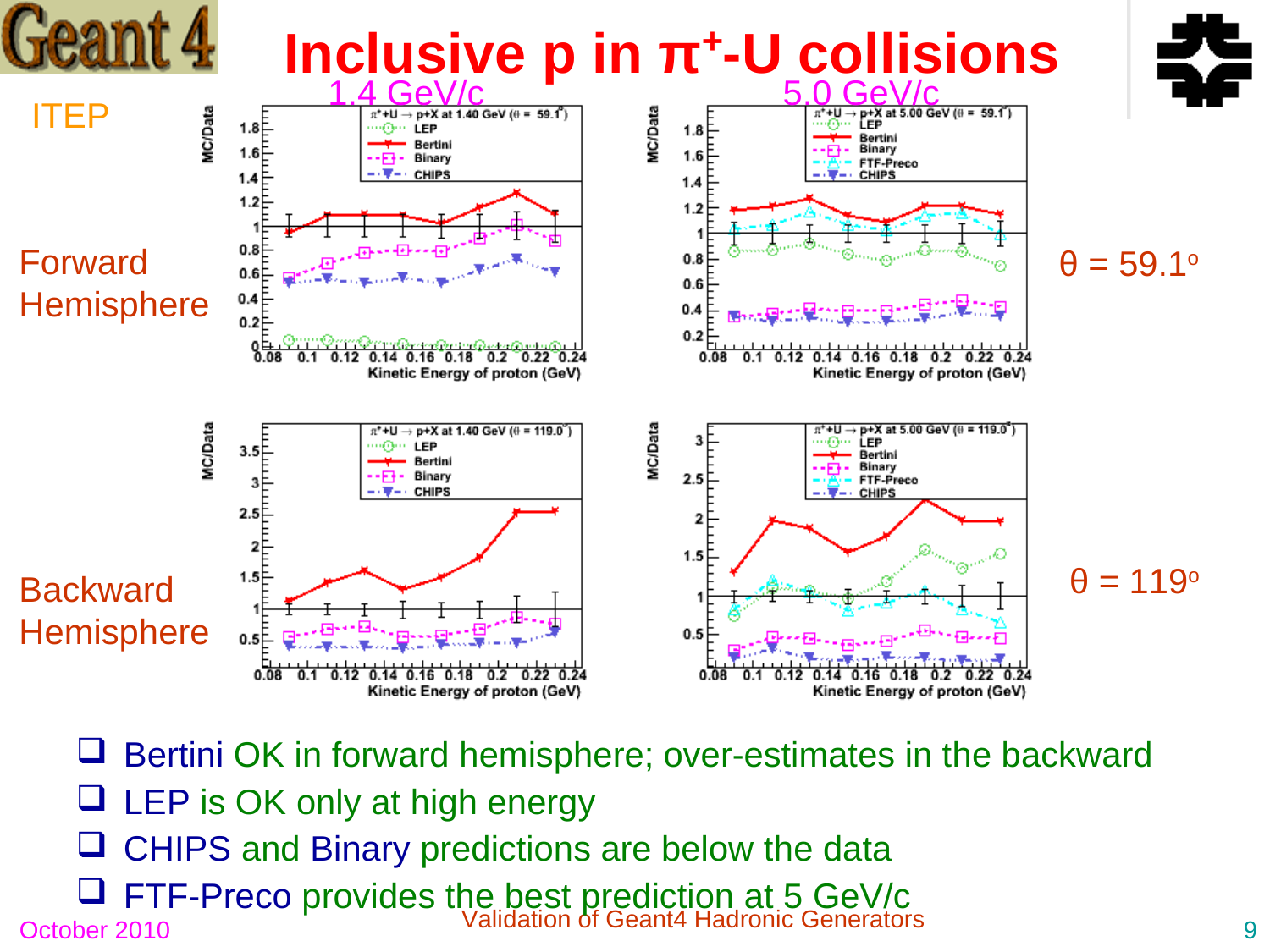# Inclusive p in $\pi^+$-U collisions

ITEP

1.4 GeV/c — 5.0 GeV/c

Forward Hemisphere — $\theta = 59.1^o$

Backward Hemisphere — $\theta = 119^o$

- Bertini OK in forward hemisphere; over-estimates in the backward
- LEP is OK only at high energy
- CHIPS and Binary predictions are below the data
- FTF-Preco provides the best prediction at 5 GeV/c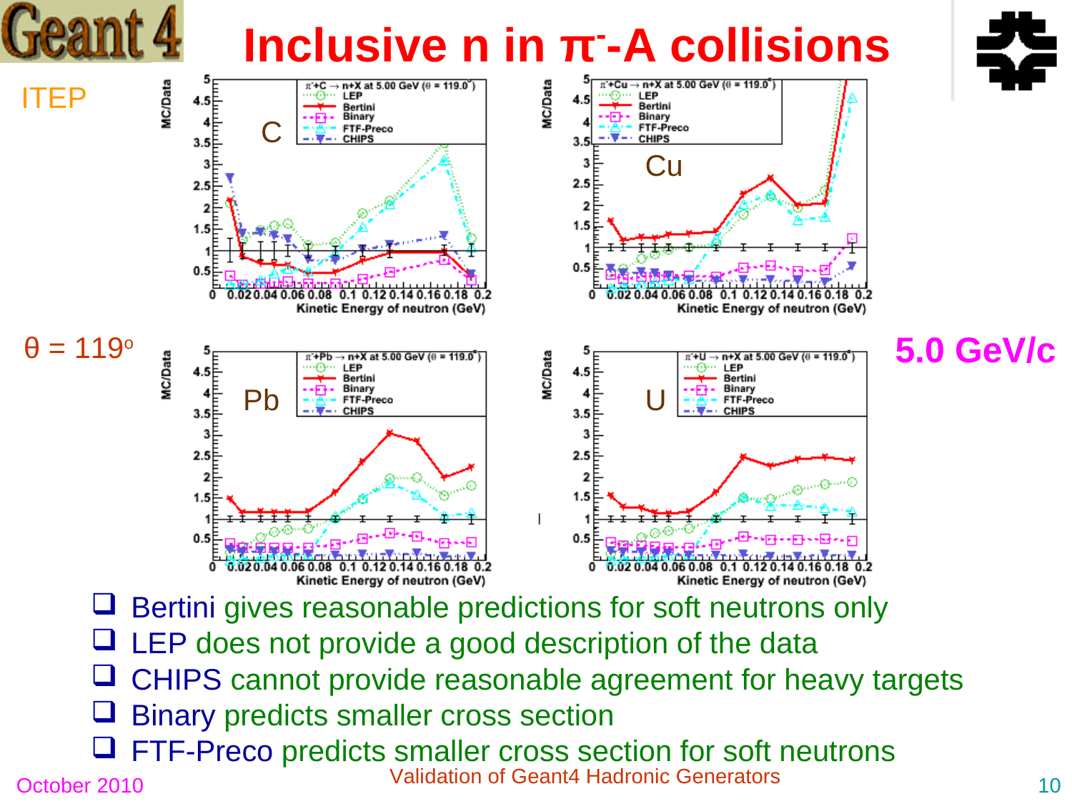# Inclusive n in $\pi^-$-A collisions

ITEP

$\theta = 119^o$

5.0 GeV/c

- Bertini gives reasonable predictions for soft neutrons only
- LEP does not provide a good description of the data
- CHIPS cannot provide reasonable agreement for heavy targets
- Binary predicts smaller cross section
- FTF-Preco predicts smaller cross section for soft neutrons

October 2010

Validation of Geant4 Hadronic Generators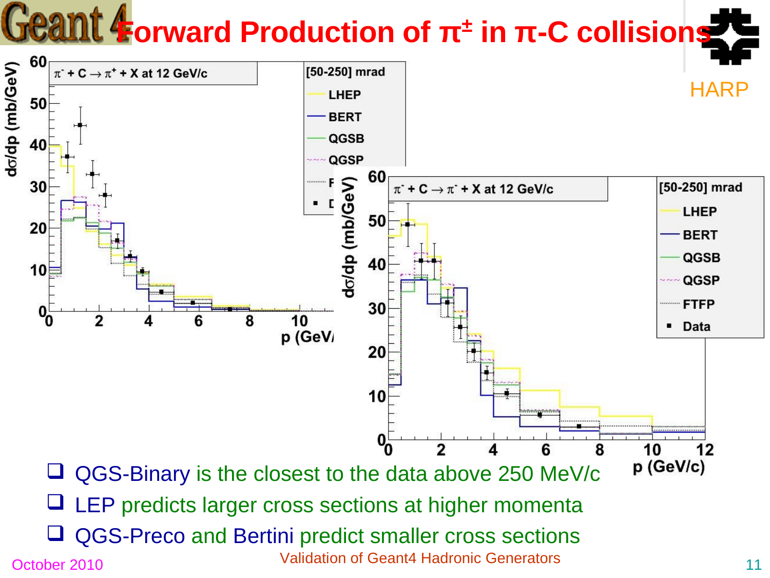# Forward Production of $\pi^{\pm}$ in $\pi$-C collisions

HARP

- QGS-Binary is the closest to the data above 250 MeV/c
- LEP predicts larger cross sections at higher momenta
- QGS-Preco and Bertini predict smaller cross sections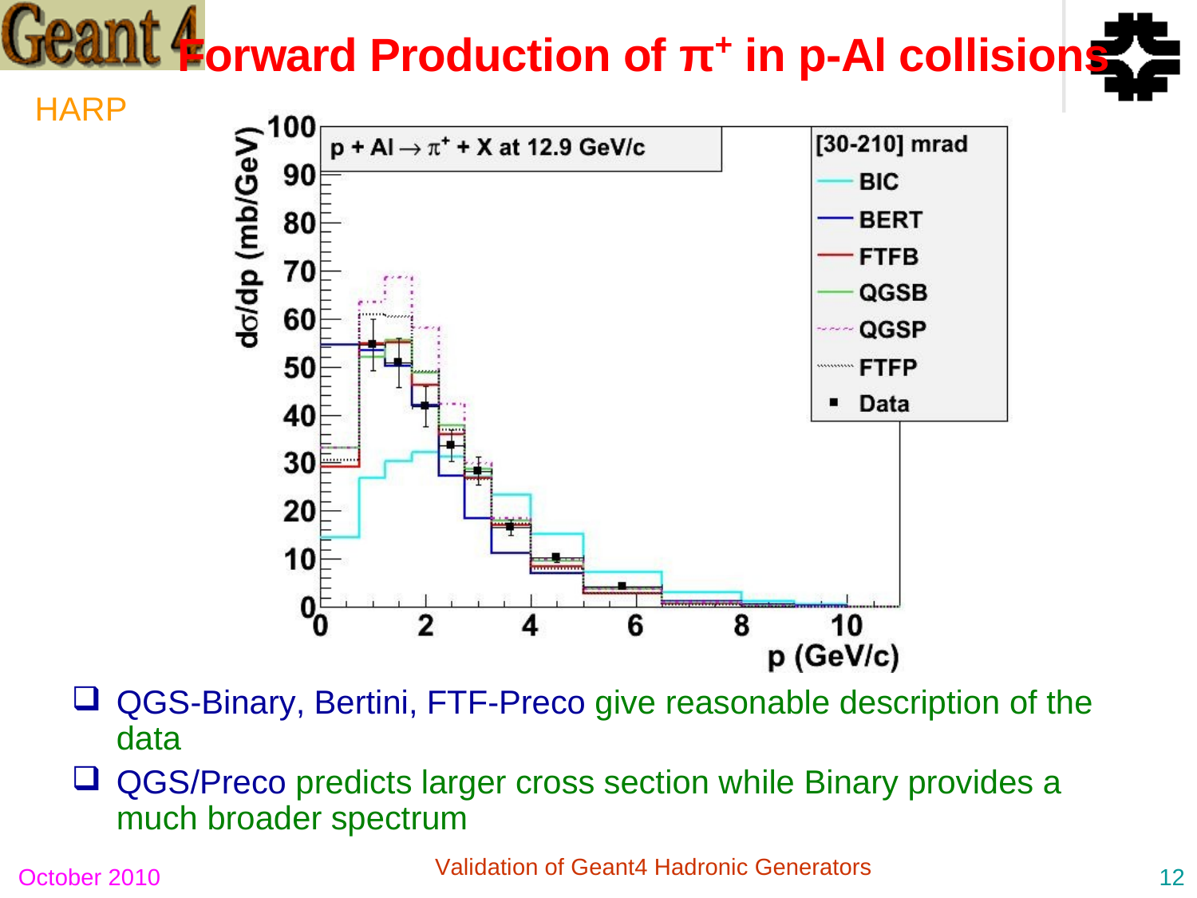# Forward Production of $\pi^+$ in p-Al collisions

HARP

- QGS-Binary, Bertini, FTF-Preco give reasonable description of the data
- QGS/Preco predicts larger cross section while Binary provides a much broader spectrum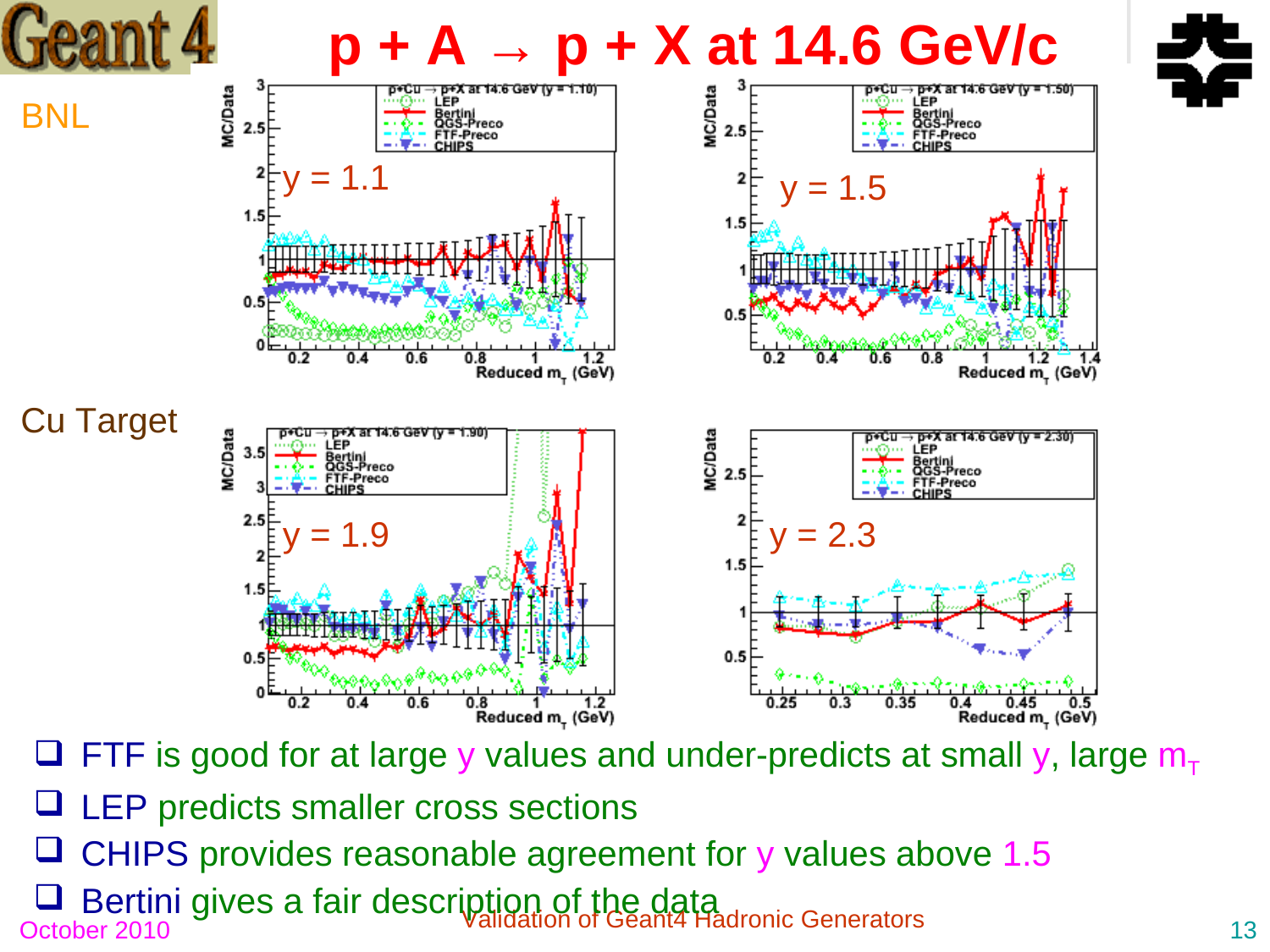# p + A → p + X at 14.6 GeV/c

BNL

Cu Target

- FTF is good for at large y values and under-predicts at small y, large $m_T$
- LEP predicts smaller cross sections
- CHIPS provides reasonable agreement for y values above 1.5
- Bertini gives a fair description of the data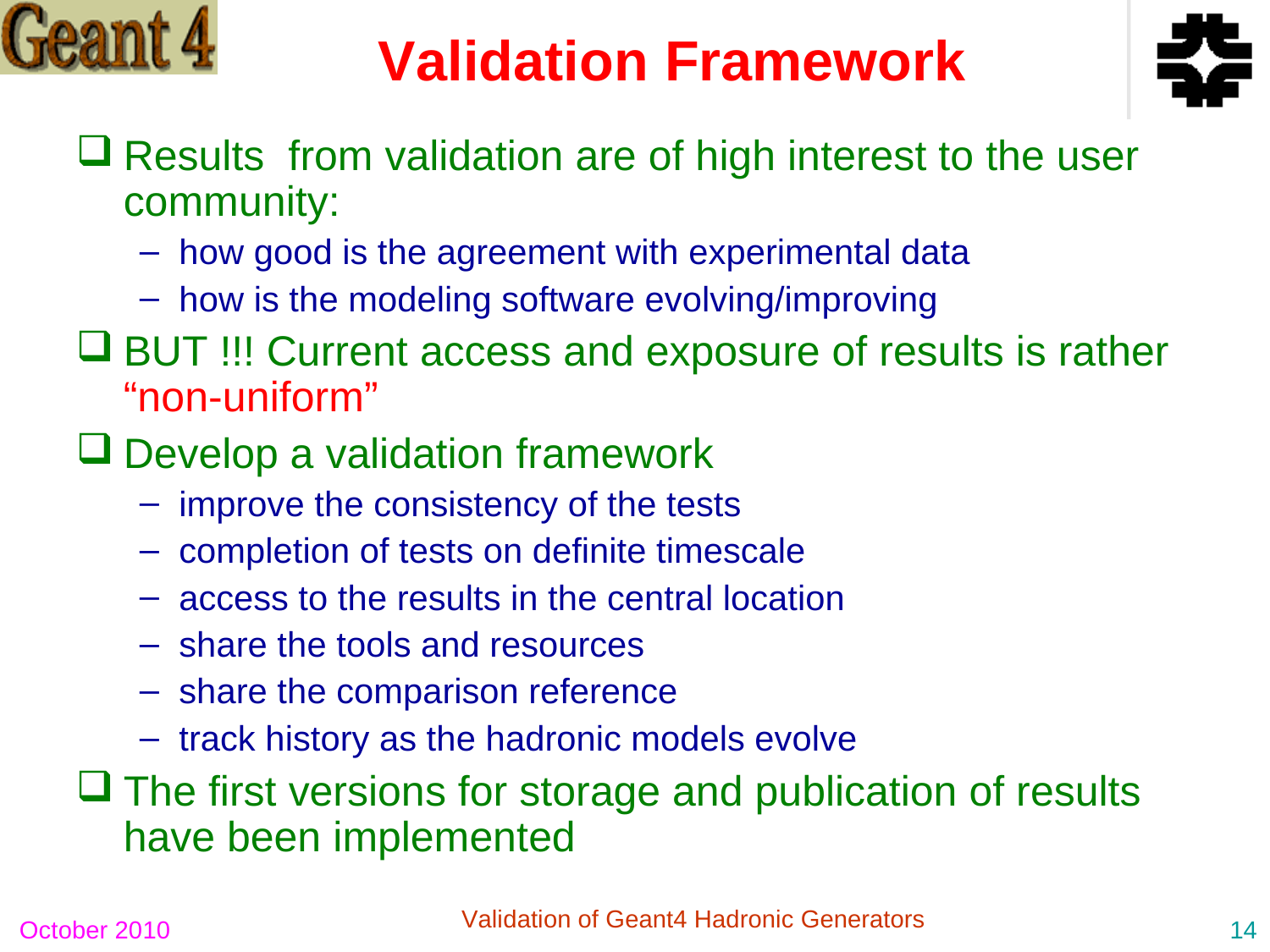# Validation Framework

- Results from validation are of high interest to the user community:
  - how good is the agreement with experimental data
  - how is the modeling software evolving/improving
- BUT !!! Current access and exposure of results is rather "non-uniform"
- Develop a validation framework
  - improve the consistency of the tests
  - completion of tests on definite timescale
  - access to the results in the central location
  - share the tools and resources
  - share the comparison reference
  - track history as the hadronic models evolve
- The first versions for storage and publication of results have been implemented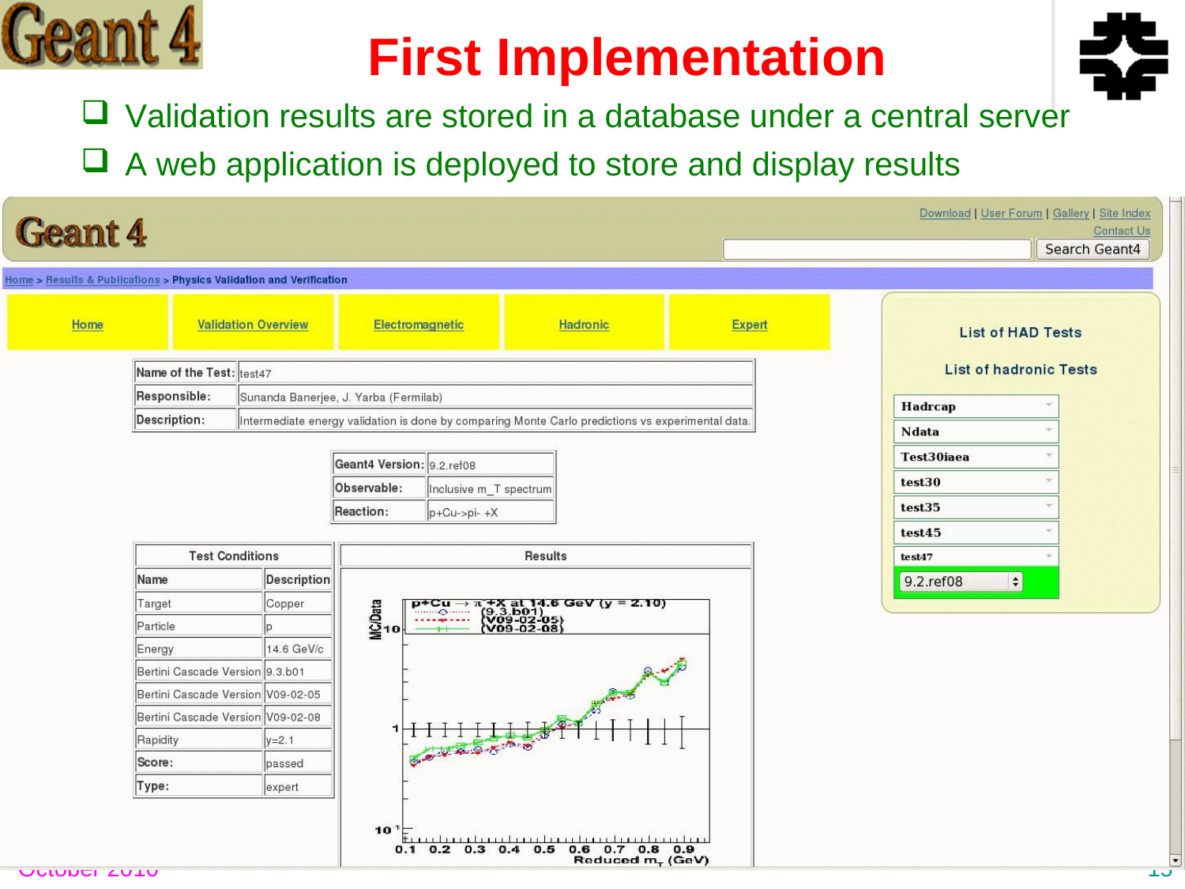# First Implementation

- Validation results are stored in a database under a central server
- A web application is deployed to store and display results

Home > Results & Publications > Physics Validation and Verification

Home | Validation Overview | Electromagnetic | Hadronic | Expert

| Name of the Test: | test47 |
|---|---|
| Responsible: | Sunanda Banerjee, J. Yarba (Fermilab) |
| Description: | Intermediate energy validation is done by comparing Monte Carlo predictions vs experimental data. |

| Geant4 Version: | 9.2.ref08 |
|---|---|
| Observable: | Inclusive m_T spectrum |
| Reaction: | p+Cu->pi- +X |

| Test Conditions | |
|---|---|
| Name | Description |
| Target | Copper |
| Particle | p |
| Energy | 14.6 GeV/c |
| Bertini Cascade Version | 9.3.b01 |
| Bertini Cascade Version | V09-02-05 |
| Bertini Cascade Version | V09-02-08 |
| Rapidity | y=2.1 |
| Score: | passed |
| Type: | expert |

Results

List of HAD Tests

List of hadronic Tests

- Hadrcap
- Ndata
- Test30iaea
- test30
- test35
- test45
- test47
- 9.2.ref08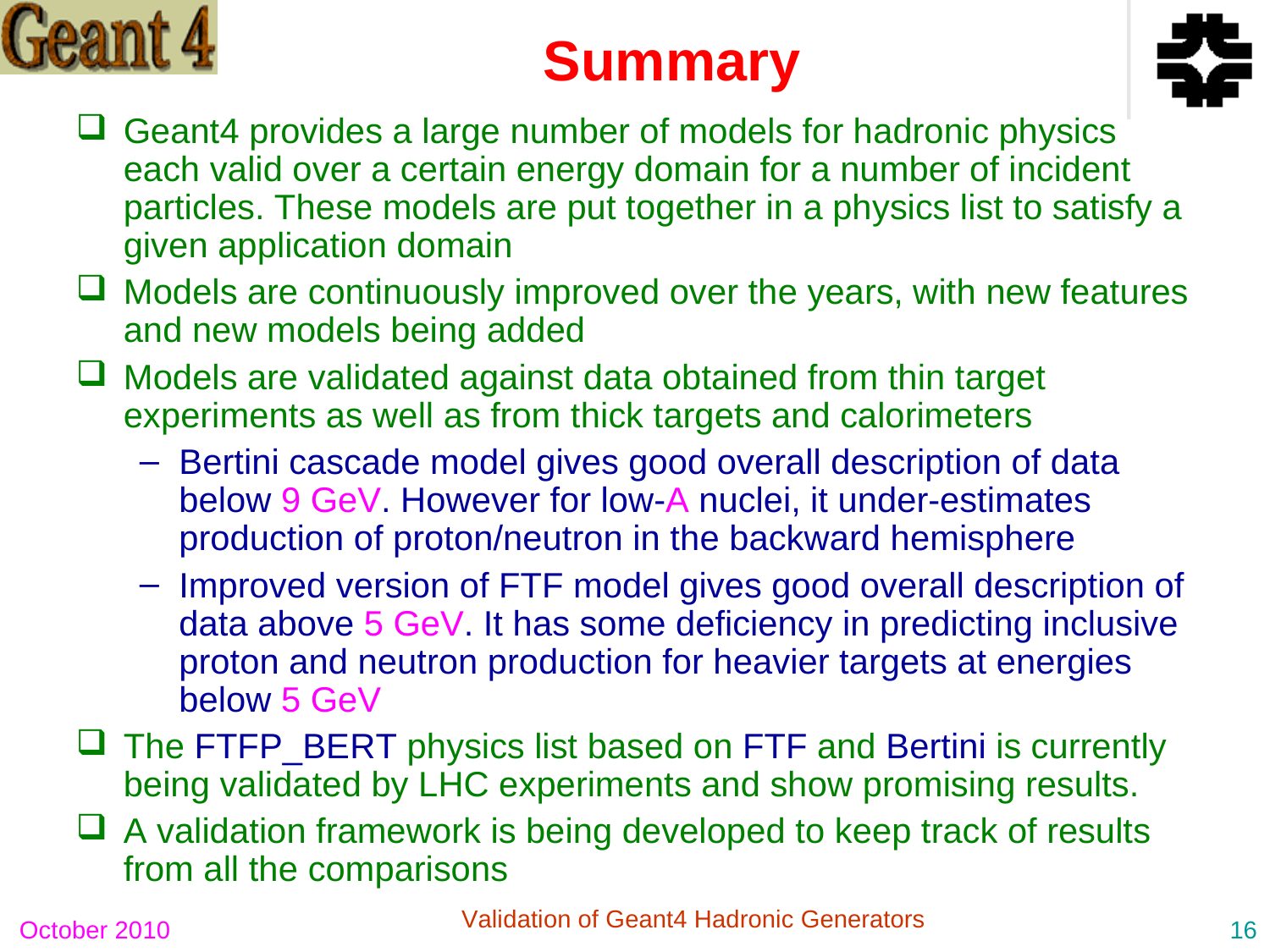# Summary

- Geant4 provides a large number of models for hadronic physics each valid over a certain energy domain for a number of incident particles. These models are put together in a physics list to satisfy a given application domain
- Models are continuously improved over the years, with new features and new models being added
- Models are validated against data obtained from thin target experiments as well as from thick targets and calorimeters
  - Bertini cascade model gives good overall description of data below 9 GeV. However for low-A nuclei, it under-estimates production of proton/neutron in the backward hemisphere
  - Improved version of FTF model gives good overall description of data above 5 GeV. It has some deficiency in predicting inclusive proton and neutron production for heavier targets at energies below 5 GeV
- The FTFP_BERT physics list based on FTF and Bertini is currently being validated by LHC experiments and show promising results.
- A validation framework is being developed to keep track of results from all the comparisons